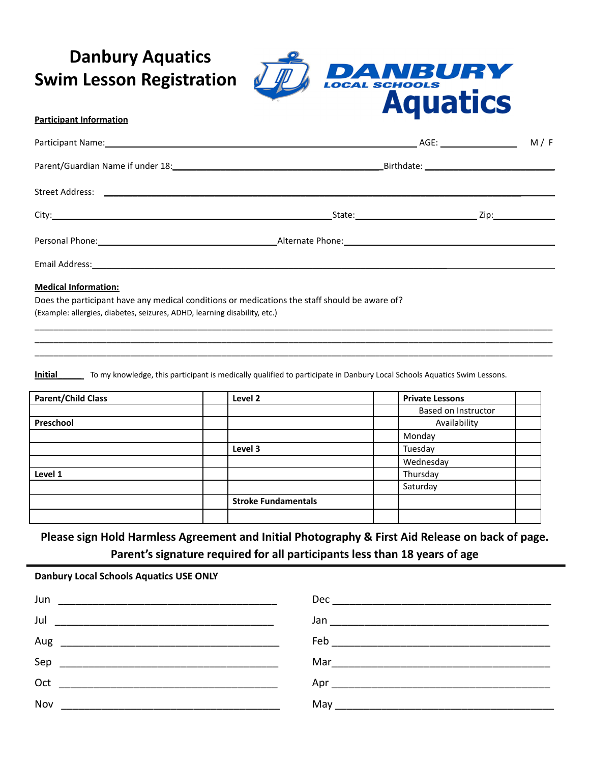# Danbury Aquatics
# Swim Lesson Registration

DANBURY LOCAL SCHOOLS Aquatics

**Participant Information**

Participant Name:______________________________ AGE: ________ M / F

Parent/Guardian Name if under 18:______________________________ Birthdate: ______________

Street Address: ______________________________________________

City:______________________________ State:______________ Zip:________

Personal Phone:______________________ Alternate Phone:______________________

Email Address:______________________________________________

**Medical Information:**

Does the participant have any medical conditions or medications the staff should be aware of?
(Example: allergies, diabetes, seizures, ADHD, learning disability, etc.)

______________________________________________________________________________
______________________________________________________________________________
______________________________________________________________________________

**Initial**______ To my knowledge, this participant is medically qualified to participate in Danbury Local Schools Aquatics Swim Lessons.

| **Parent/Child Class** | | **Level 2** | | **Private Lessons** | |
|---|---|---|---|---|---|
| | | | | Based on Instructor | |
| **Preschool** | | | | Availability | |
| | | | | Monday | |
| | | **Level 3** | | Tuesday | |
| | | | | Wednesday | |
| **Level 1** | | | | Thursday | |
| | | | | Saturday | |
| | | **Stroke Fundamentals** | | | |
| | | | | | |

**Please sign Hold Harmless Agreement and Initial Photography & First Aid Release on back of page.**
**Parent's signature required for all participants less than 18 years of age**

---

**Danbury Local Schools Aquatics USE ONLY**

Jun ______________________________ Dec ______________________________

Jul ______________________________ Jan ______________________________

Aug ______________________________ Feb ______________________________

Sep ______________________________ Mar ______________________________

Oct ______________________________ Apr ______________________________

Nov ______________________________ May ______________________________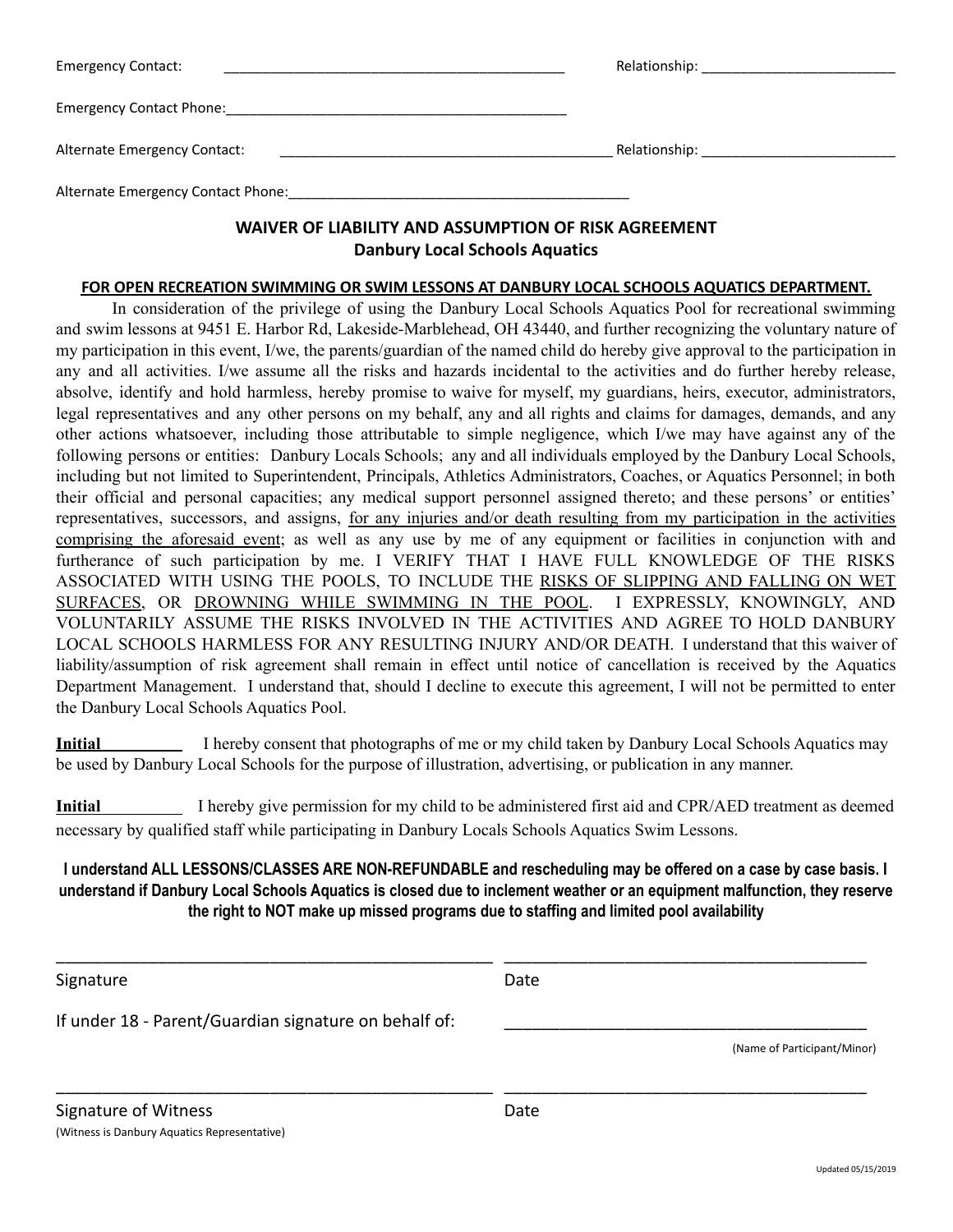Emergency Contact: _______________________________________________ Relationship: ___________________________

Emergency Contact Phone: _______________________________________________

Alternate Emergency Contact: _______________________________________________ Relationship: ___________________________

Alternate Emergency Contact Phone: _______________________________________________

## WAIVER OF LIABILITY AND ASSUMPTION OF RISK AGREEMENT
## Danbury Local Schools Aquatics

**FOR OPEN RECREATION SWIMMING OR SWIM LESSONS AT DANBURY LOCAL SCHOOLS AQUATICS DEPARTMENT.**

In consideration of the privilege of using the Danbury Local Schools Aquatics Pool for recreational swimming and swim lessons at 9451 E. Harbor Rd, Lakeside-Marblehead, OH 43440, and further recognizing the voluntary nature of my participation in this event, I/we, the parents/guardian of the named child do hereby give approval to the participation in any and all activities. I/we assume all the risks and hazards incidental to the activities and do further hereby release, absolve, identify and hold harmless, hereby promise to waive for myself, my guardians, heirs, executor, administrators, legal representatives and any other persons on my behalf, any and all rights and claims for damages, demands, and any other actions whatsoever, including those attributable to simple negligence, which I/we may have against any of the following persons or entities: Danbury Locals Schools; any and all individuals employed by the Danbury Local Schools, including but not limited to Superintendent, Principals, Athletics Administrators, Coaches, or Aquatics Personnel; in both their official and personal capacities; any medical support personnel assigned thereto; and these persons' or entities' representatives, successors, and assigns, for any injuries and/or death resulting from my participation in the activities comprising the aforesaid event; as well as any use by me of any equipment or facilities in conjunction with and furtherance of such participation by me. I VERIFY THAT I HAVE FULL KNOWLEDGE OF THE RISKS ASSOCIATED WITH USING THE POOLS, TO INCLUDE THE RISKS OF SLIPPING AND FALLING ON WET SURFACES, OR DROWNING WHILE SWIMMING IN THE POOL. I EXPRESSLY, KNOWINGLY, AND VOLUNTARILY ASSUME THE RISKS INVOLVED IN THE ACTIVITIES AND AGREE TO HOLD DANBURY LOCAL SCHOOLS HARMLESS FOR ANY RESULTING INJURY AND/OR DEATH. I understand that this waiver of liability/assumption of risk agreement shall remain in effect until notice of cancellation is received by the Aquatics Department Management. I understand that, should I decline to execute this agreement, I will not be permitted to enter the Danbury Local Schools Aquatics Pool.

**Initial** __________ I hereby consent that photographs of me or my child taken by Danbury Local Schools Aquatics may be used by Danbury Local Schools for the purpose of illustration, advertising, or publication in any manner.

**Initial** __________ I hereby give permission for my child to be administered first aid and CPR/AED treatment as deemed necessary by qualified staff while participating in Danbury Locals Schools Aquatics Swim Lessons.

**I understand ALL LESSONS/CLASSES ARE NON-REFUNDABLE and rescheduling may be offered on a case by case basis. I understand if Danbury Local Schools Aquatics is closed due to inclement weather or an equipment malfunction, they reserve the right to NOT make up missed programs due to staffing and limited pool availability**

_______________________________________________ _______________________________________________

Signature Date

If under 18 - Parent/Guardian signature on behalf of: _______________________________________________

(Name of Participant/Minor)

_______________________________________________ _______________________________________________

Signature of Witness Date

(Witness is Danbury Aquatics Representative)

Updated 05/15/2019